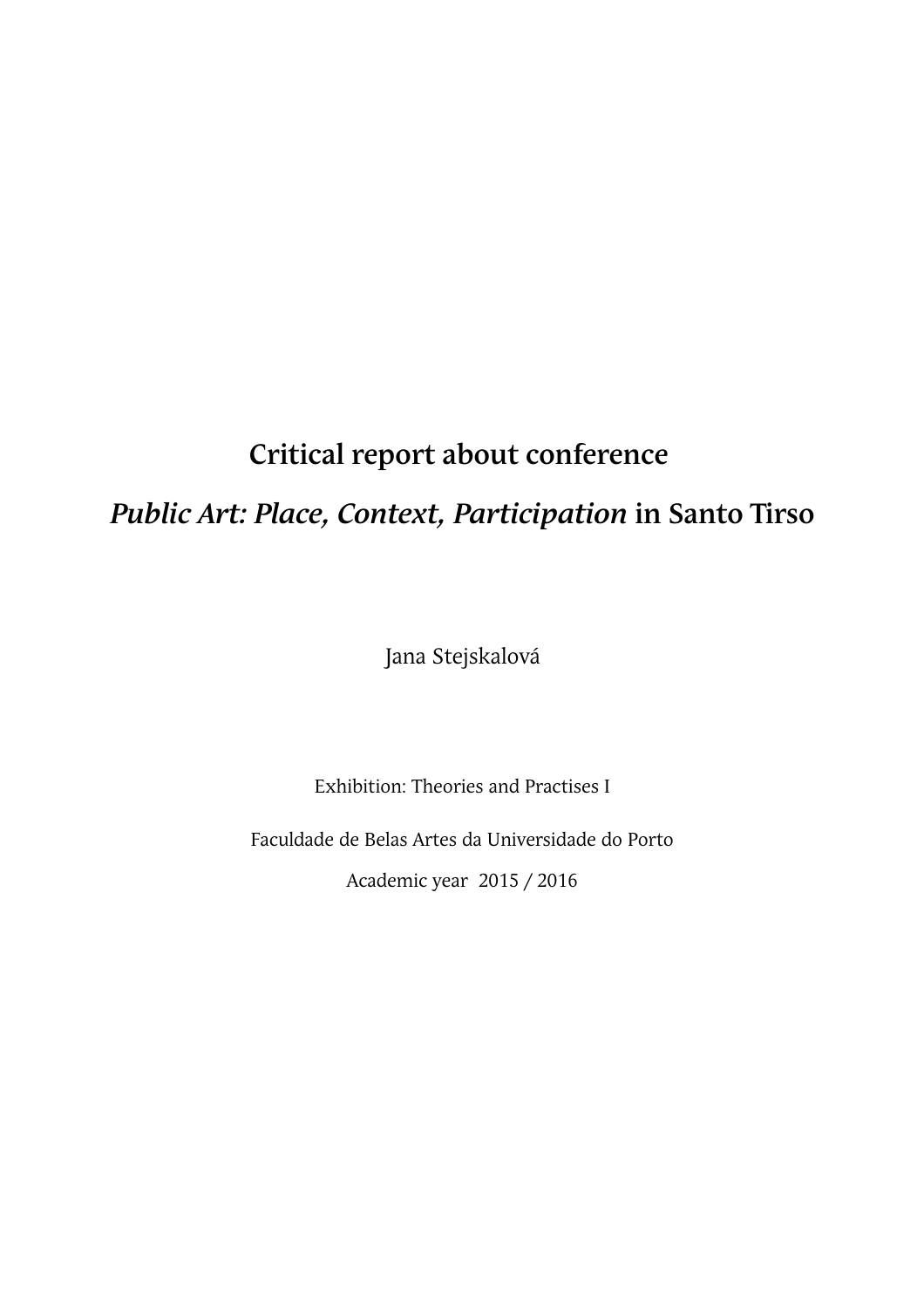# Critical report about conference

# *Public Art: Place, Context, Participation* in Santo Tirso

Jana Stejskalová

Exhibition: Theories and Practises I

Faculdade de Belas Artes da Universidade do Porto

Academic year 2015 / 2016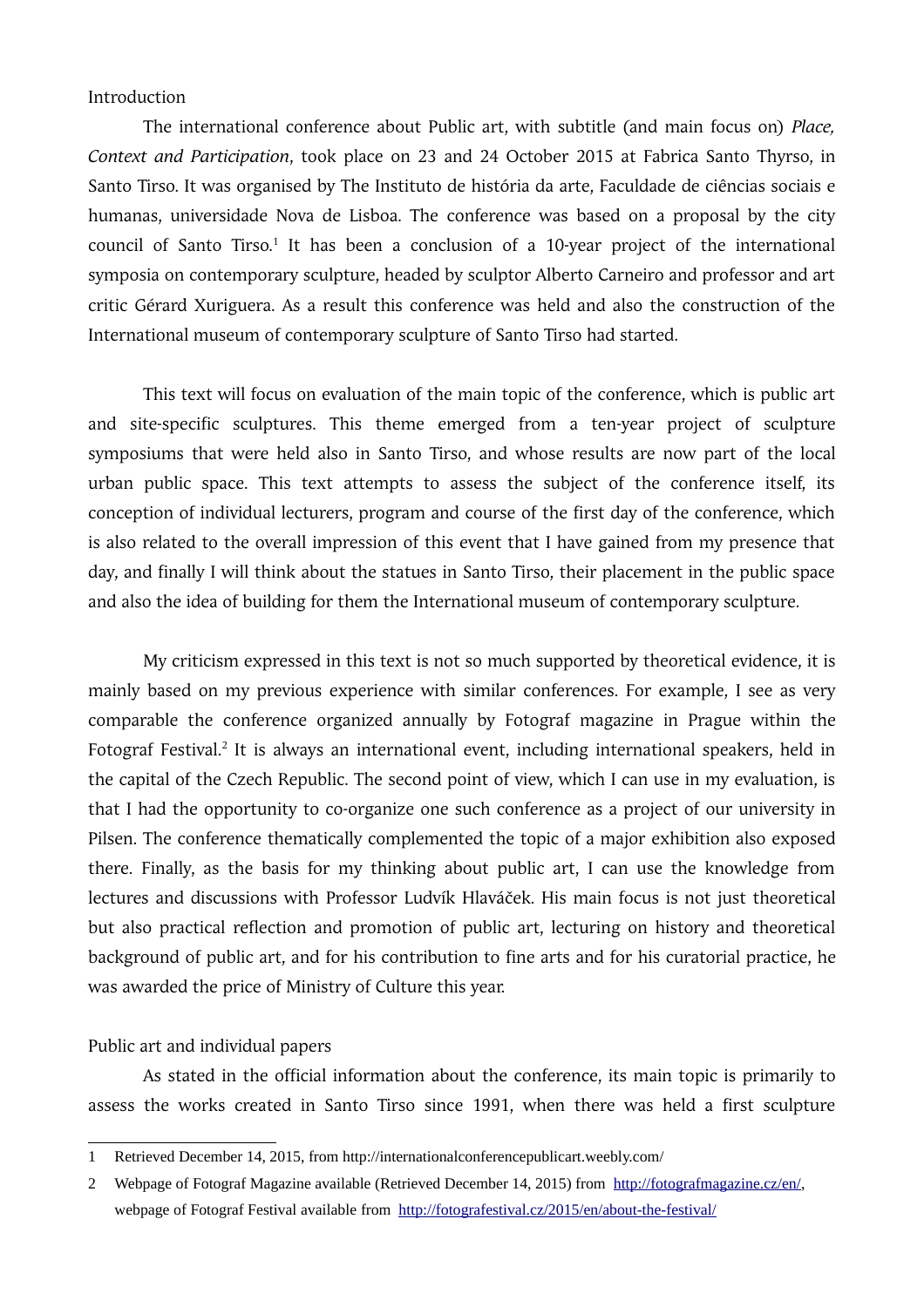## Introduction

The international conference about Public art, with subtitle (and main focus on) *Place, Context and Participation*, took place on 23 and 24 October 2015 at Fabrica Santo Thyrso, in Santo Tirso. It was organised by The Instituto de história da arte, Faculdade de ciências sociais e humanas, universidade Nova de Lisboa. The conference was based on a proposal by the city council of Santo Tirso.[1] It has been a conclusion of a 10-year project of the international symposia on contemporary sculpture, headed by sculptor Alberto Carneiro and professor and art critic Gérard Xuriguera. As a result this conference was held and also the construction of the International museum of contemporary sculpture of Santo Tirso had started.

This text will focus on evaluation of the main topic of the conference, which is public art and site-specific sculptures. This theme emerged from a ten-year project of sculpture symposiums that were held also in Santo Tirso, and whose results are now part of the local urban public space. This text attempts to assess the subject of the conference itself, its conception of individual lecturers, program and course of the first day of the conference, which is also related to the overall impression of this event that I have gained from my presence that day, and finally I will think about the statues in Santo Tirso, their placement in the public space and also the idea of building for them the International museum of contemporary sculpture.

My criticism expressed in this text is not so much supported by theoretical evidence, it is mainly based on my previous experience with similar conferences. For example, I see as very comparable the conference organized annually by Fotograf magazine in Prague within the Fotograf Festival.[2] It is always an international event, including international speakers, held in the capital of the Czech Republic. The second point of view, which I can use in my evaluation, is that I had the opportunity to co-organize one such conference as a project of our university in Pilsen. The conference thematically complemented the topic of a major exhibition also exposed there. Finally, as the basis for my thinking about public art, I can use the knowledge from lectures and discussions with Professor Ludvík Hlaváček. His main focus is not just theoretical but also practical reflection and promotion of public art, lecturing on history and theoretical background of public art, and for his contribution to fine arts and for his curatorial practice, he was awarded the price of Ministry of Culture this year.

## Public art and individual papers

As stated in the official information about the conference, its main topic is primarily to assess the works created in Santo Tirso since 1991, when there was held a first sculpture

---

1 Retrieved December 14, 2015, from http://internationalconferencepublicart.weebly.com/

2 Webpage of Fotograf Magazine available (Retrieved December 14, 2015) from http://fotografmagazine.cz/en/, webpage of Fotograf Festival available from http://fotografestival.cz/2015/en/about-the-festival/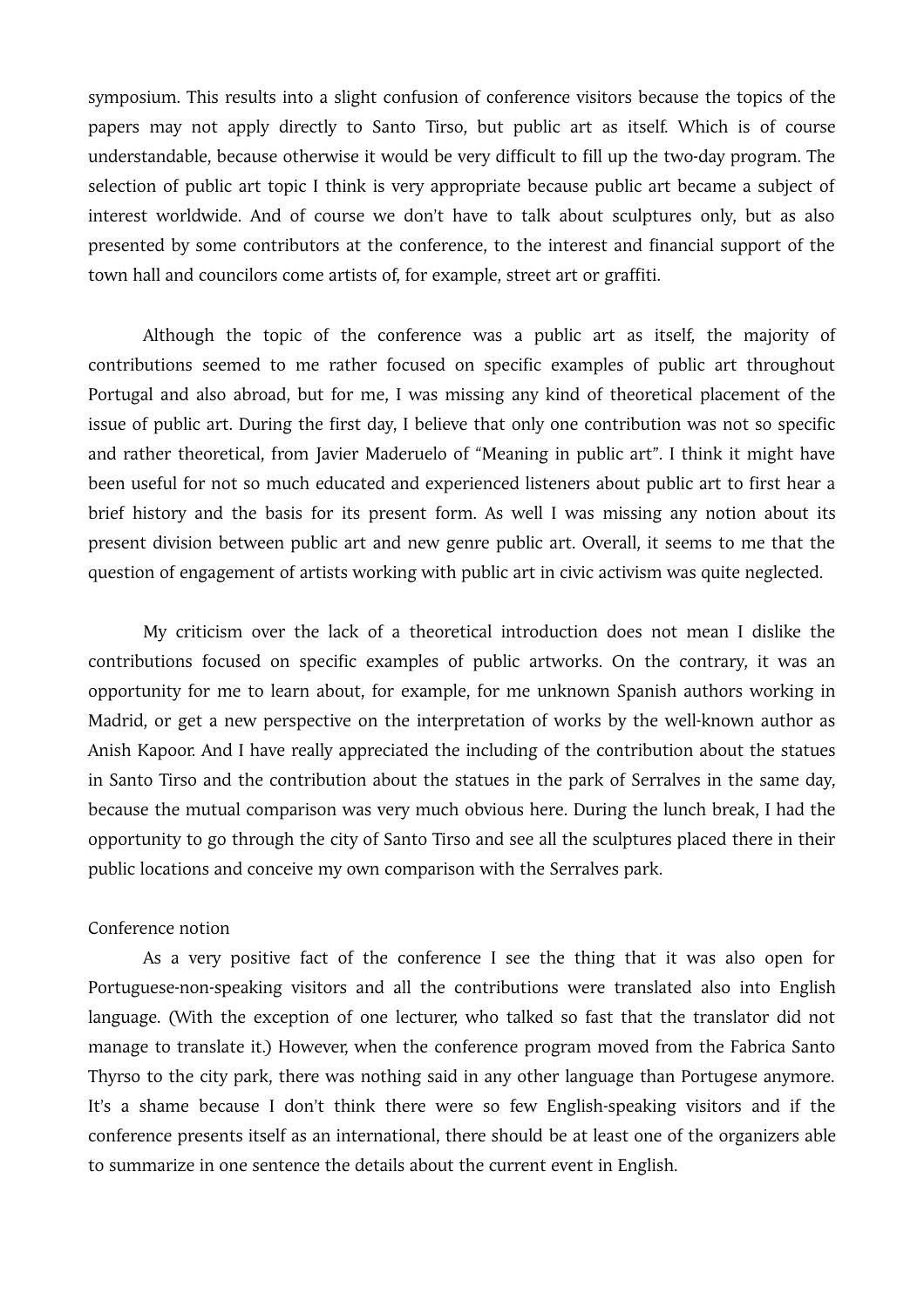symposium. This results into a slight confusion of conference visitors because the topics of the papers may not apply directly to Santo Tirso, but public art as itself. Which is of course understandable, because otherwise it would be very difficult to fill up the two-day program. The selection of public art topic I think is very appropriate because public art became a subject of interest worldwide. And of course we don't have to talk about sculptures only, but as also presented by some contributors at the conference, to the interest and financial support of the town hall and councilors come artists of, for example, street art or graffiti.

Although the topic of the conference was a public art as itself, the majority of contributions seemed to me rather focused on specific examples of public art throughout Portugal and also abroad, but for me, I was missing any kind of theoretical placement of the issue of public art. During the first day, I believe that only one contribution was not so specific and rather theoretical, from Javier Maderuelo of "Meaning in public art". I think it might have been useful for not so much educated and experienced listeners about public art to first hear a brief history and the basis for its present form. As well I was missing any notion about its present division between public art and new genre public art. Overall, it seems to me that the question of engagement of artists working with public art in civic activism was quite neglected.

My criticism over the lack of a theoretical introduction does not mean I dislike the contributions focused on specific examples of public artworks. On the contrary, it was an opportunity for me to learn about, for example, for me unknown Spanish authors working in Madrid, or get a new perspective on the interpretation of works by the well-known author as Anish Kapoor. And I have really appreciated the including of the contribution about the statues in Santo Tirso and the contribution about the statues in the park of Serralves in the same day, because the mutual comparison was very much obvious here. During the lunch break, I had the opportunity to go through the city of Santo Tirso and see all the sculptures placed there in their public locations and conceive my own comparison with the Serralves park.

Conference notion

As a very positive fact of the conference I see the thing that it was also open for Portuguese-non-speaking visitors and all the contributions were translated also into English language. (With the exception of one lecturer, who talked so fast that the translator did not manage to translate it.) However, when the conference program moved from the Fabrica Santo Thyrso to the city park, there was nothing said in any other language than Portugese anymore. It's a shame because I don't think there were so few English-speaking visitors and if the conference presents itself as an international, there should be at least one of the organizers able to summarize in one sentence the details about the current event in English.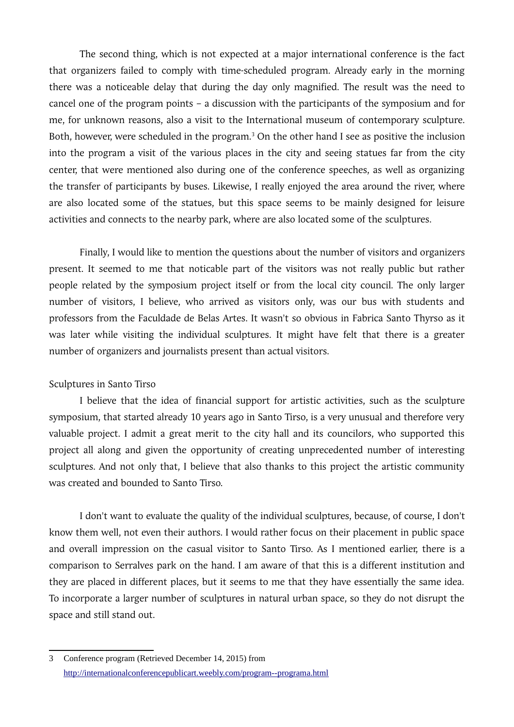The second thing, which is not expected at a major international conference is the fact that organizers failed to comply with time-scheduled program. Already early in the morning there was a noticeable delay that during the day only magnified. The result was the need to cancel one of the program points – a discussion with the participants of the symposium and for me, for unknown reasons, also a visit to the International museum of contemporary sculpture. Both, however, were scheduled in the program.[3] On the other hand I see as positive the inclusion into the program a visit of the various places in the city and seeing statues far from the city center, that were mentioned also during one of the conference speeches, as well as organizing the transfer of participants by buses. Likewise, I really enjoyed the area around the river, where are also located some of the statues, but this space seems to be mainly designed for leisure activities and connects to the nearby park, where are also located some of the sculptures.

Finally, I would like to mention the questions about the number of visitors and organizers present. It seemed to me that noticable part of the visitors was not really public but rather people related by the symposium project itself or from the local city council. The only larger number of visitors, I believe, who arrived as visitors only, was our bus with students and professors from the Faculdade de Belas Artes. It wasn't so obvious in Fabrica Santo Thyrso as it was later while visiting the individual sculptures. It might have felt that there is a greater number of organizers and journalists present than actual visitors.

## Sculptures in Santo Tirso

I believe that the idea of financial support for artistic activities, such as the sculpture symposium, that started already 10 years ago in Santo Tirso, is a very unusual and therefore very valuable project. I admit a great merit to the city hall and its councilors, who supported this project all along and given the opportunity of creating unprecedented number of interesting sculptures. And not only that, I believe that also thanks to this project the artistic community was created and bounded to Santo Tirso.

I don't want to evaluate the quality of the individual sculptures, because, of course, I don't know them well, not even their authors. I would rather focus on their placement in public space and overall impression on the casual visitor to Santo Tirso. As I mentioned earlier, there is a comparison to Serralves park on the hand. I am aware of that this is a different institution and they are placed in different places, but it seems to me that they have essentially the same idea. To incorporate a larger number of sculptures in natural urban space, so they do not disrupt the space and still stand out.

---

3 Conference program (Retrieved December 14, 2015) from http://internationalconferencepublicart.weebly.com/program--programa.html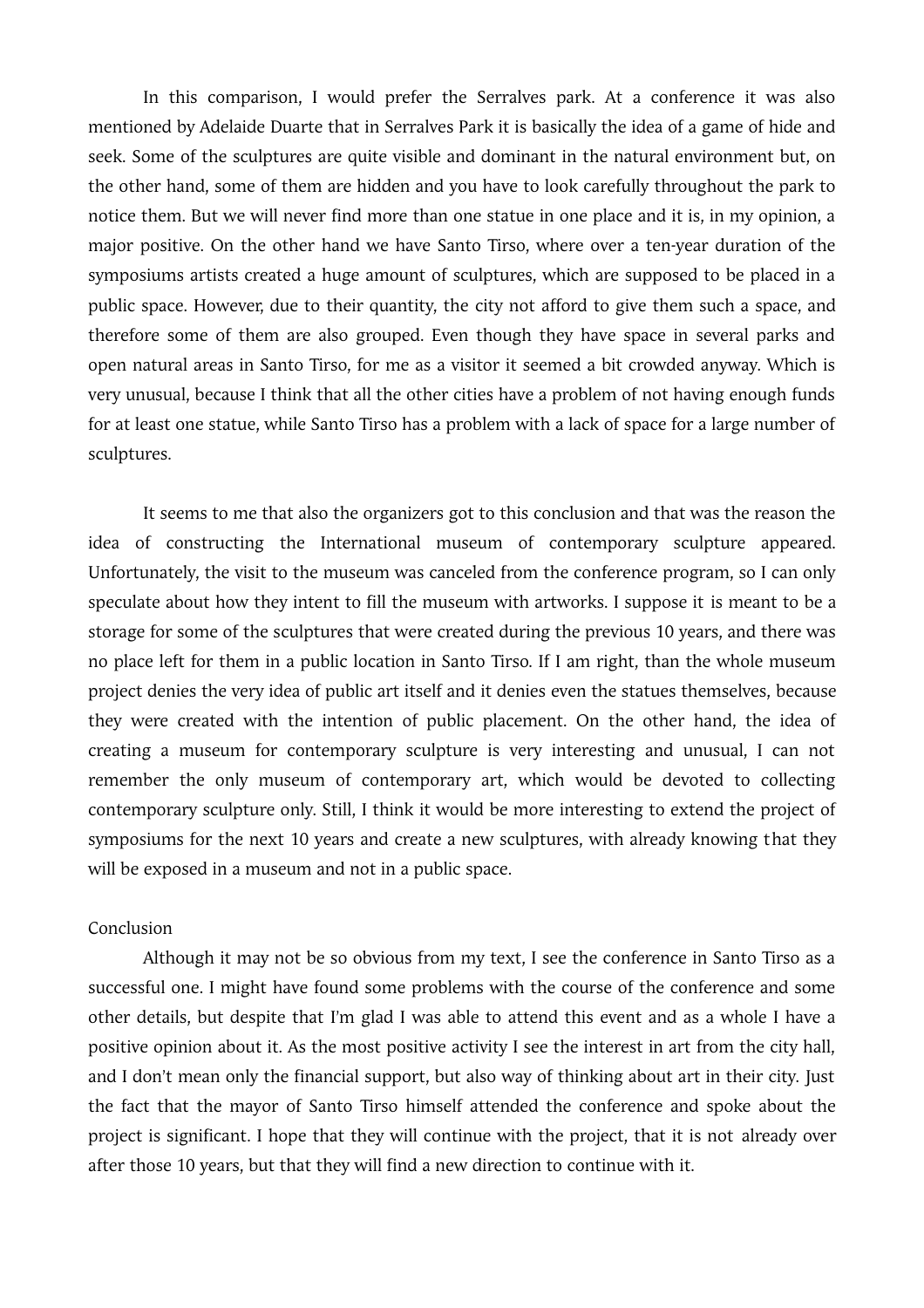In this comparison, I would prefer the Serralves park. At a conference it was also mentioned by Adelaide Duarte that in Serralves Park it is basically the idea of a game of hide and seek. Some of the sculptures are quite visible and dominant in the natural environment but, on the other hand, some of them are hidden and you have to look carefully throughout the park to notice them. But we will never find more than one statue in one place and it is, in my opinion, a major positive. On the other hand we have Santo Tirso, where over a ten-year duration of the symposiums artists created a huge amount of sculptures, which are supposed to be placed in a public space. However, due to their quantity, the city not afford to give them such a space, and therefore some of them are also grouped. Even though they have space in several parks and open natural areas in Santo Tirso, for me as a visitor it seemed a bit crowded anyway. Which is very unusual, because I think that all the other cities have a problem of not having enough funds for at least one statue, while Santo Tirso has a problem with a lack of space for a large number of sculptures.

It seems to me that also the organizers got to this conclusion and that was the reason the idea of constructing the International museum of contemporary sculpture appeared. Unfortunately, the visit to the museum was canceled from the conference program, so I can only speculate about how they intent to fill the museum with artworks. I suppose it is meant to be a storage for some of the sculptures that were created during the previous 10 years, and there was no place left for them in a public location in Santo Tirso. If I am right, than the whole museum project denies the very idea of public art itself and it denies even the statues themselves, because they were created with the intention of public placement. On the other hand, the idea of creating a museum for contemporary sculpture is very interesting and unusual, I can not remember the only museum of contemporary art, which would be devoted to collecting contemporary sculpture only. Still, I think it would be more interesting to extend the project of symposiums for the next 10 years and create a new sculptures, with already knowing that they will be exposed in a museum and not in a public space.

## Conclusion

Although it may not be so obvious from my text, I see the conference in Santo Tirso as a successful one. I might have found some problems with the course of the conference and some other details, but despite that I'm glad I was able to attend this event and as a whole I have a positive opinion about it. As the most positive activity I see the interest in art from the city hall, and I don't mean only the financial support, but also way of thinking about art in their city. Just the fact that the mayor of Santo Tirso himself attended the conference and spoke about the project is significant. I hope that they will continue with the project, that it is not already over after those 10 years, but that they will find a new direction to continue with it.